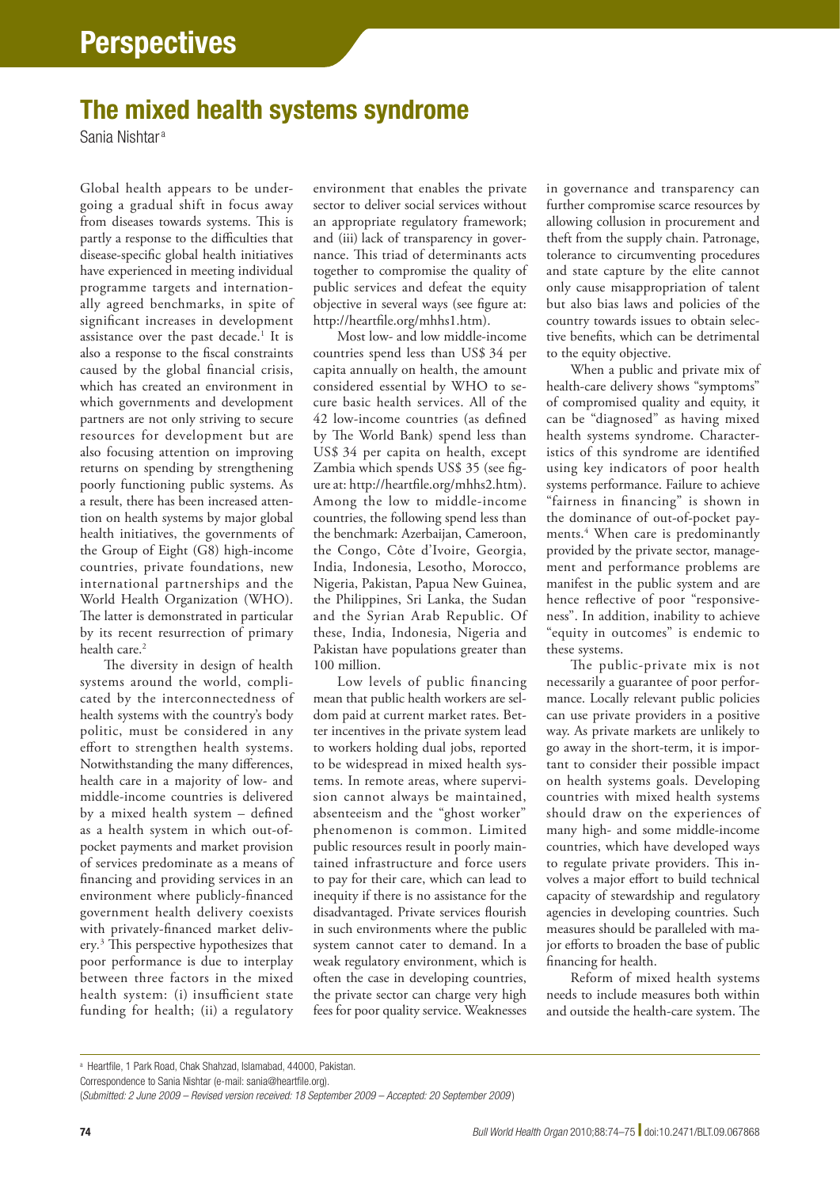# Perspectives

## The mixed health systems syndrome

Sania Nishtar[a]

Global health appears to be undergoing a gradual shift in focus away from diseases towards systems. This is partly a response to the difficulties that disease-specific global health initiatives have experienced in meeting individual programme targets and internationally agreed benchmarks, in spite of significant increases in development assistance over the past decade.[1] It is also a response to the fiscal constraints caused by the global financial crisis, which has created an environment in which governments and development partners are not only striving to secure resources for development but are also focusing attention on improving returns on spending by strengthening poorly functioning public systems. As a result, there has been increased attention on health systems by major global health initiatives, the governments of the Group of Eight (G8) high-income countries, private foundations, new international partnerships and the World Health Organization (WHO). The latter is demonstrated in particular by its recent resurrection of primary health care.[2]

The diversity in design of health systems around the world, complicated by the interconnectedness of health systems with the country's body politic, must be considered in any effort to strengthen health systems. Notwithstanding the many differences, health care in a majority of low- and middle-income countries is delivered by a mixed health system – defined as a health system in which out-of-pocket payments and market provision of services predominate as a means of financing and providing services in an environment where publicly-financed government health delivery coexists with privately-financed market delivery.[3] This perspective hypothesizes that poor performance is due to interplay between three factors in the mixed health system: (i) insufficient state funding for health; (ii) a regulatory environment that enables the private sector to deliver social services without an appropriate regulatory framework; and (iii) lack of transparency in governance. This triad of determinants acts together to compromise the quality of public services and defeat the equity objective in several ways (see figure at: http://heartfile.org/mhhs1.htm).

Most low- and low middle-income countries spend less than US$ 34 per capita annually on health, the amount considered essential by WHO to secure basic health services. All of the 42 low-income countries (as defined by The World Bank) spend less than US$ 34 per capita on health, except Zambia which spends US$ 35 (see figure at: http://heartfile.org/mhhs2.htm). Among the low to middle-income countries, the following spend less than the benchmark: Azerbaijan, Cameroon, the Congo, Côte d'Ivoire, Georgia, India, Indonesia, Lesotho, Morocco, Nigeria, Pakistan, Papua New Guinea, the Philippines, Sri Lanka, the Sudan and the Syrian Arab Republic. Of these, India, Indonesia, Nigeria and Pakistan have populations greater than 100 million.

Low levels of public financing mean that public health workers are seldom paid at current market rates. Better incentives in the private system lead to workers holding dual jobs, reported to be widespread in mixed health systems. In remote areas, where supervision cannot always be maintained, absenteeism and the "ghost worker" phenomenon is common. Limited public resources result in poorly maintained infrastructure and force users to pay for their care, which can lead to inequity if there is no assistance for the disadvantaged. Private services flourish in such environments where the public system cannot cater to demand. In a weak regulatory environment, which is often the case in developing countries, the private sector can charge very high fees for poor quality service. Weaknesses in governance and transparency can further compromise scarce resources by allowing collusion in procurement and theft from the supply chain. Patronage, tolerance to circumventing procedures and state capture by the elite cannot only cause misappropriation of talent but also bias laws and policies of the country towards issues to obtain selective benefits, which can be detrimental to the equity objective.

When a public and private mix of health-care delivery shows "symptoms" of compromised quality and equity, it can be "diagnosed" as having mixed health systems syndrome. Characteristics of this syndrome are identified using key indicators of poor health systems performance. Failure to achieve "fairness in financing" is shown in the dominance of out-of-pocket payments.[4] When care is predominantly provided by the private sector, management and performance problems are manifest in the public system and are hence reflective of poor "responsiveness". In addition, inability to achieve "equity in outcomes" is endemic to these systems.

The public-private mix is not necessarily a guarantee of poor performance. Locally relevant public policies can use private providers in a positive way. As private markets are unlikely to go away in the short-term, it is important to consider their possible impact on health systems goals. Developing countries with mixed health systems should draw on the experiences of many high- and some middle-income countries, which have developed ways to regulate private providers. This involves a major effort to build technical capacity of stewardship and regulatory agencies in developing countries. Such measures should be paralleled with major efforts to broaden the base of public financing for health.

Reform of mixed health systems needs to include measures both within and outside the health-care system. The

[a] Heartfile, 1 Park Road, Chak Shahzad, Islamabad, 44000, Pakistan.

Correspondence to Sania Nishtar (e-mail: sania@heartfile.org).

(*Submitted: 2 June 2009 – Revised version received: 18 September 2009 – Accepted: 20 September 2009*)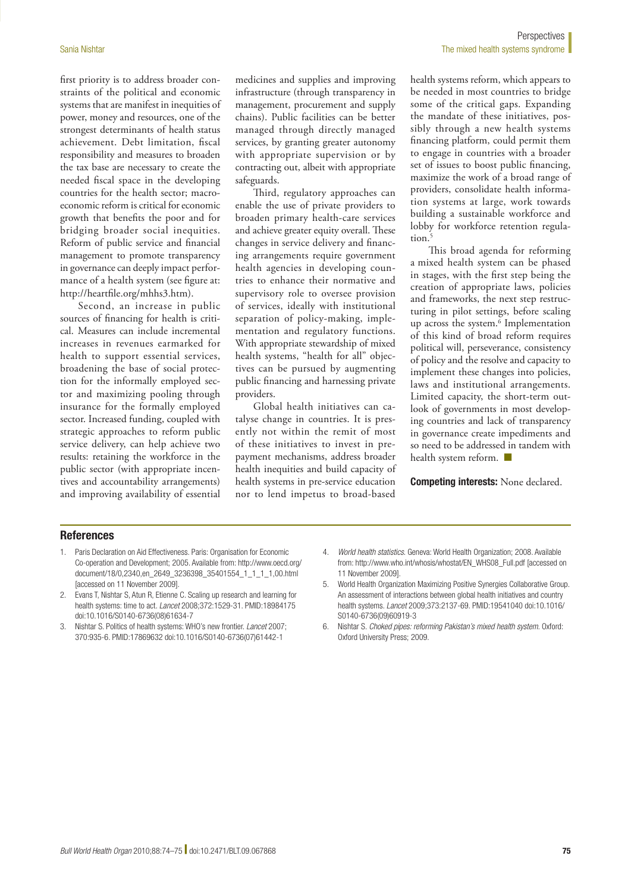first priority is to address broader constraints of the political and economic systems that are manifest in inequities of power, money and resources, one of the strongest determinants of health status achievement. Debt limitation, fiscal responsibility and measures to broaden the tax base are necessary to create the needed fiscal space in the developing countries for the health sector; macroeconomic reform is critical for economic growth that benefits the poor and for bridging broader social inequities. Reform of public service and financial management to promote transparency in governance can deeply impact performance of a health system (see figure at: http://heartfile.org/mhhs3.htm).

Second, an increase in public sources of financing for health is critical. Measures can include incremental increases in revenues earmarked for health to support essential services, broadening the base of social protection for the informally employed sector and maximizing pooling through insurance for the formally employed sector. Increased funding, coupled with strategic approaches to reform public service delivery, can help achieve two results: retaining the workforce in the public sector (with appropriate incentives and accountability arrangements) and improving availability of essential medicines and supplies and improving infrastructure (through transparency in management, procurement and supply chains). Public facilities can be better managed through directly managed services, by granting greater autonomy with appropriate supervision or by contracting out, albeit with appropriate safeguards.

Third, regulatory approaches can enable the use of private providers to broaden primary health-care services and achieve greater equity overall. These changes in service delivery and financing arrangements require government health agencies in developing countries to enhance their normative and supervisory role to oversee provision of services, ideally with institutional separation of policy-making, implementation and regulatory functions. With appropriate stewardship of mixed health systems, "health for all" objectives can be pursued by augmenting public financing and harnessing private providers.

Global health initiatives can catalyse change in countries. It is presently not within the remit of most of these initiatives to invest in prepayment mechanisms, address broader health inequities and build capacity of health systems in pre-service education nor to lend impetus to broad-based health systems reform, which appears to be needed in most countries to bridge some of the critical gaps. Expanding the mandate of these initiatives, possibly through a new health systems financing platform, could permit them to engage in countries with a broader set of issues to boost public financing, maximize the work of a broad range of providers, consolidate health information systems at large, work towards building a sustainable workforce and lobby for workforce retention regulation.[5]

This broad agenda for reforming a mixed health system can be phased in stages, with the first step being the creation of appropriate laws, policies and frameworks, the next step restructuring in pilot settings, before scaling up across the system.[6] Implementation of this kind of broad reform requires political will, perseverance, consistency of policy and the resolve and capacity to implement these changes into policies, laws and institutional arrangements. Limited capacity, the short-term outlook of governments in most developing countries and lack of transparency in governance create impediments and so need to be addressed in tandem with health system reform. ■

**Competing interests:** None declared.

## References

1. Paris Declaration on Aid Effectiveness. Paris: Organisation for Economic Co-operation and Development; 2005. Available from: http://www.oecd.org/document/18/0,2340,en_2649_3236398_35401554_1_1_1_1,00.html [accessed on 11 November 2009].
2. Evans T, Nishtar S, Atun R, Etienne C. Scaling up research and learning for health systems: time to act. *Lancet* 2008;372:1529-31. PMID:18984175 doi:10.1016/S0140-6736(08)61634-7
3. Nishtar S. Politics of health systems: WHO's new frontier. *Lancet* 2007; 370:935-6. PMID:17869632 doi:10.1016/S0140-6736(07)61442-1
4. *World health statistics*. Geneva: World Health Organization; 2008. Available from: http://www.who.int/whosis/whostat/EN_WHS08_Full.pdf [accessed on 11 November 2009].
5. World Health Organization Maximizing Positive Synergies Collaborative Group. An assessment of interactions between global health initiatives and country health systems. *Lancet* 2009;373:2137-69. PMID:19541040 doi:10.1016/S0140-6736(09)60919-3
6. Nishtar S. *Choked pipes: reforming Pakistan's mixed health system*. Oxford: Oxford University Press; 2009.